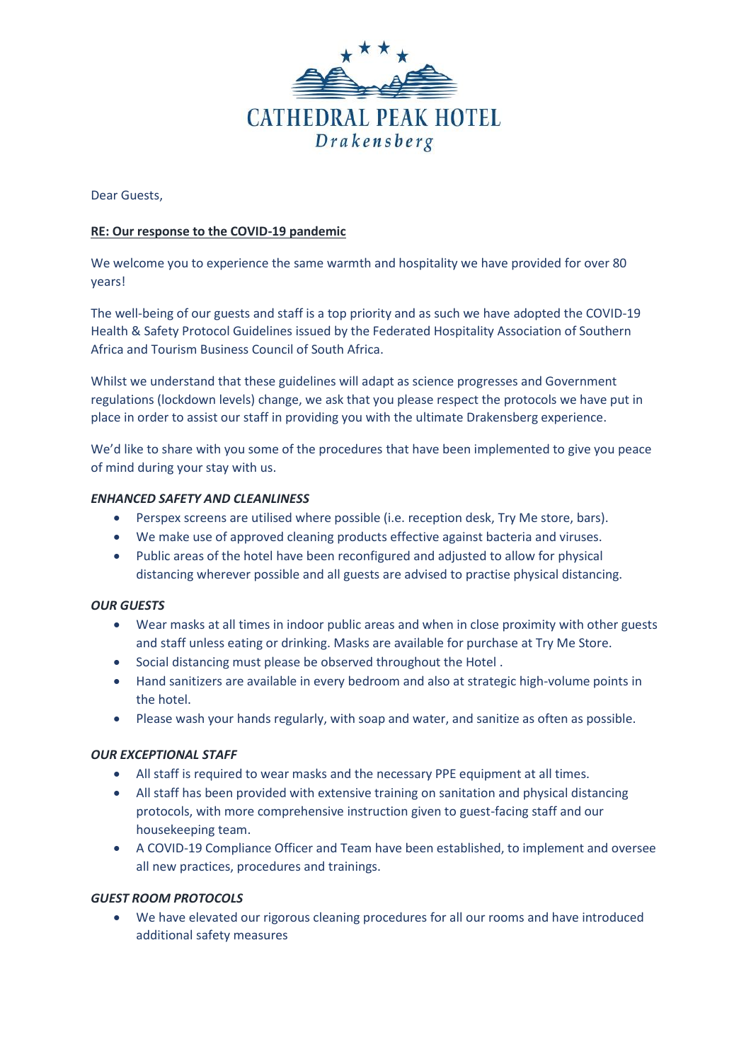# CATHEDRAL PEAK HOTEL

*Drakensberg*

Dear Guests,

**RE: Our response to the COVID-19 pandemic**

We welcome you to experience the same warmth and hospitality we have provided for over 80 years!

The well-being of our guests and staff is a top priority and as such we have adopted the COVID-19 Health & Safety Protocol Guidelines issued by the Federated Hospitality Association of Southern Africa and Tourism Business Council of South Africa.

Whilst we understand that these guidelines will adapt as science progresses and Government regulations (lockdown levels) change, we ask that you please respect the protocols we have put in place in order to assist our staff in providing you with the ultimate Drakensberg experience.

We'd like to share with you some of the procedures that have been implemented to give you peace of mind during your stay with us.

***ENHANCED SAFETY AND CLEANLINESS***

- Perspex screens are utilised where possible (i.e. reception desk, Try Me store, bars).
- We make use of approved cleaning products effective against bacteria and viruses.
- Public areas of the hotel have been reconfigured and adjusted to allow for physical distancing wherever possible and all guests are advised to practise physical distancing.

***OUR GUESTS***

- Wear masks at all times in indoor public areas and when in close proximity with other guests and staff unless eating or drinking. Masks are available for purchase at Try Me Store.
- Social distancing must please be observed throughout the Hotel .
- Hand sanitizers are available in every bedroom and also at strategic high-volume points in the hotel.
- Please wash your hands regularly, with soap and water, and sanitize as often as possible.

***OUR EXCEPTIONAL STAFF***

- All staff is required to wear masks and the necessary PPE equipment at all times.
- All staff has been provided with extensive training on sanitation and physical distancing protocols, with more comprehensive instruction given to guest-facing staff and our housekeeping team.
- A COVID-19 Compliance Officer and Team have been established, to implement and oversee all new practices, procedures and trainings.

***GUEST ROOM PROTOCOLS***

- We have elevated our rigorous cleaning procedures for all our rooms and have introduced additional safety measures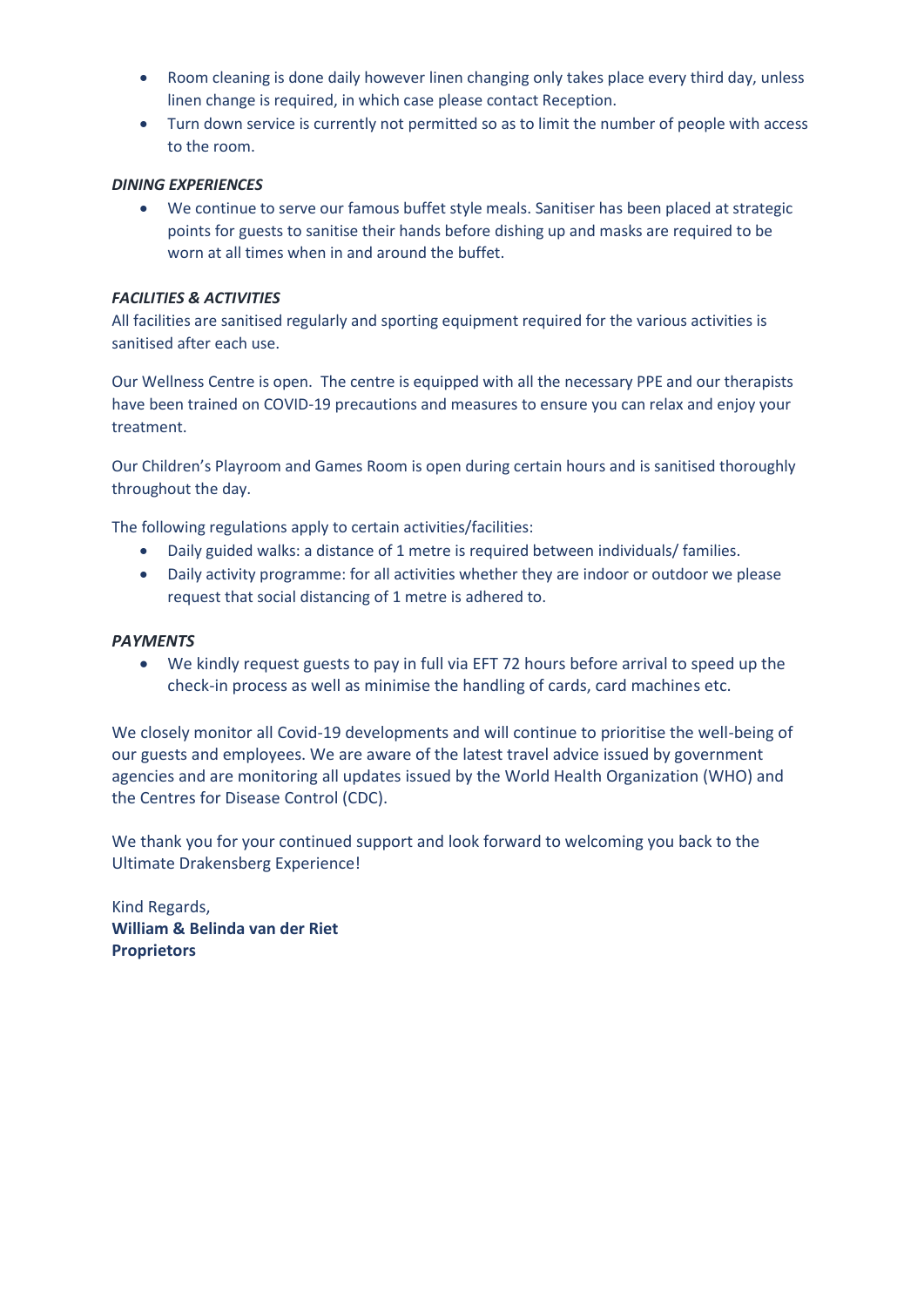- Room cleaning is done daily however linen changing only takes place every third day, unless linen change is required, in which case please contact Reception.
- Turn down service is currently not permitted so as to limit the number of people with access to the room.

***DINING EXPERIENCES***

- We continue to serve our famous buffet style meals. Sanitiser has been placed at strategic points for guests to sanitise their hands before dishing up and masks are required to be worn at all times when in and around the buffet.

***FACILITIES & ACTIVITIES***

All facilities are sanitised regularly and sporting equipment required for the various activities is sanitised after each use.

Our Wellness Centre is open. The centre is equipped with all the necessary PPE and our therapists have been trained on COVID-19 precautions and measures to ensure you can relax and enjoy your treatment.

Our Children's Playroom and Games Room is open during certain hours and is sanitised thoroughly throughout the day.

The following regulations apply to certain activities/facilities:

- Daily guided walks: a distance of 1 metre is required between individuals/ families.
- Daily activity programme: for all activities whether they are indoor or outdoor we please request that social distancing of 1 metre is adhered to.

***PAYMENTS***

- We kindly request guests to pay in full via EFT 72 hours before arrival to speed up the check-in process as well as minimise the handling of cards, card machines etc.

We closely monitor all Covid-19 developments and will continue to prioritise the well-being of our guests and employees. We are aware of the latest travel advice issued by government agencies and are monitoring all updates issued by the World Health Organization (WHO) and the Centres for Disease Control (CDC).

We thank you for your continued support and look forward to welcoming you back to the Ultimate Drakensberg Experience!

Kind Regards,
**William & Belinda van der Riet**
**Proprietors**